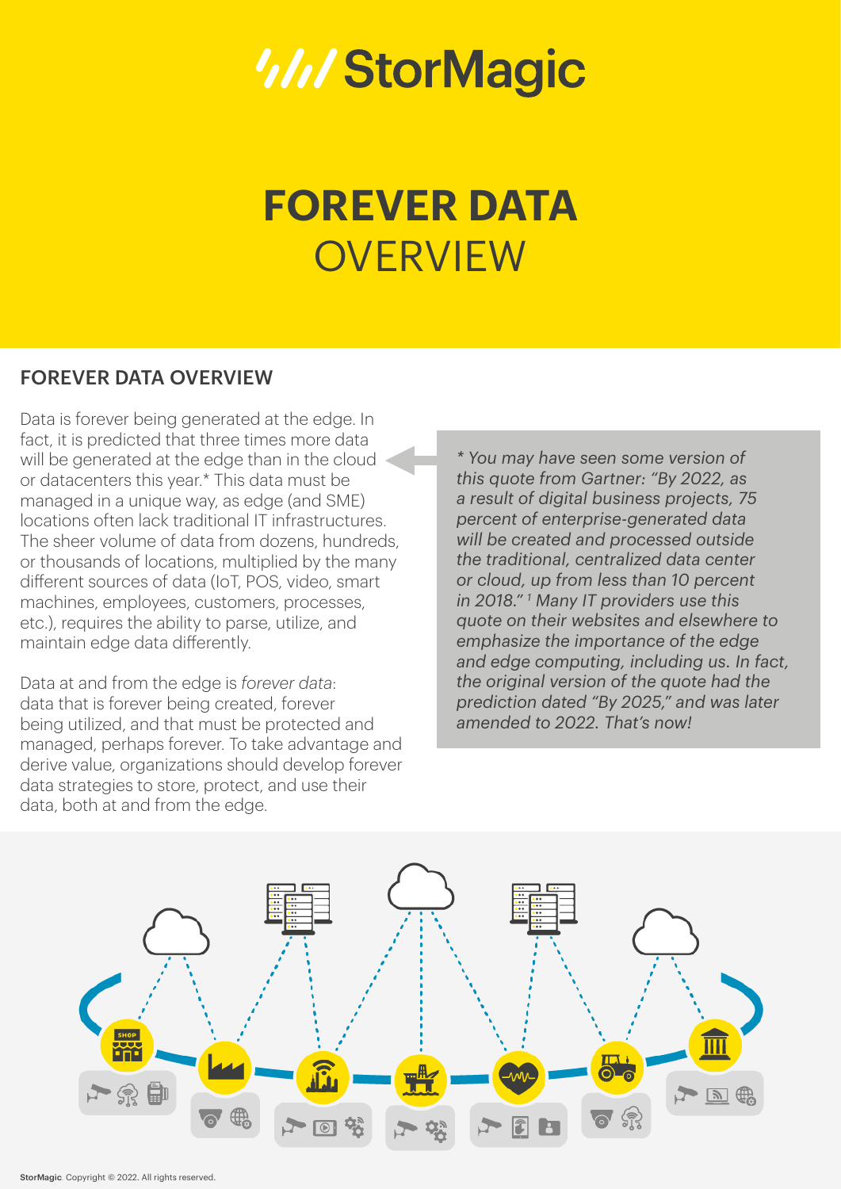# FOREVER DATA OVERVIEW

## FOREVER DATA OVERVIEW

Data is forever being generated at the edge. In fact, it is predicted that three times more data will be generated at the edge than in the cloud or datacenters this year.* This data must be managed in a unique way, as edge (and SME) locations often lack traditional IT infrastructures. The sheer volume of data from dozens, hundreds, or thousands of locations, multiplied by the many different sources of data (IoT, POS, video, smart machines, employees, customers, processes, etc.), requires the ability to parse, utilize, and maintain edge data differently.

Data at and from the edge is *forever data*: data that is forever being created, forever being utilized, and that must be protected and managed, perhaps forever. To take advantage and derive value, organizations should develop forever data strategies to store, protect, and use their data, both at and from the edge.

*\* You may have seen some version of this quote from Gartner: "By 2022, as a result of digital business projects, 75 percent of enterprise-generated data will be created and processed outside the traditional, centralized data center or cloud, up from less than 10 percent in 2018."[1] Many IT providers use this quote on their websites and elsewhere to emphasize the importance of the edge and edge computing, including us. In fact, the original version of the quote had the prediction dated "By 2025," and was later amended to 2022. That's now!*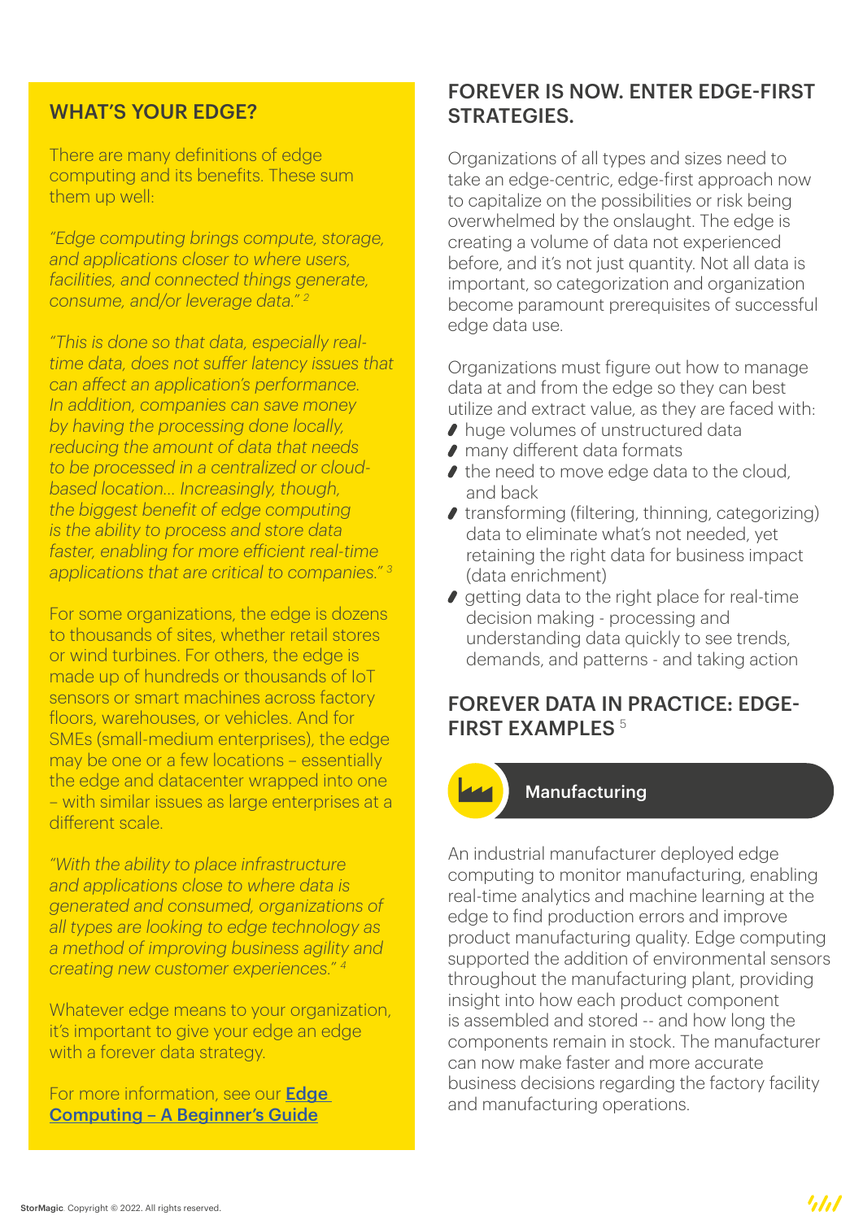## WHAT'S YOUR EDGE?

There are many definitions of edge computing and its benefits. These sum them up well:

*"Edge computing brings compute, storage, and applications closer to where users, facilities, and connected things generate, consume, and/or leverage data."* [2]

*"This is done so that data, especially real-time data, does not suffer latency issues that can affect an application's performance. In addition, companies can save money by having the processing done locally, reducing the amount of data that needs to be processed in a centralized or cloud-based location... Increasingly, though, the biggest benefit of edge computing is the ability to process and store data faster, enabling for more efficient real-time applications that are critical to companies."* [3]

For some organizations, the edge is dozens to thousands of sites, whether retail stores or wind turbines. For others, the edge is made up of hundreds or thousands of IoT sensors or smart machines across factory floors, warehouses, or vehicles. And for SMEs (small-medium enterprises), the edge may be one or a few locations – essentially the edge and datacenter wrapped into one – with similar issues as large enterprises at a different scale.

*"With the ability to place infrastructure and applications close to where data is generated and consumed, organizations of all types are looking to edge technology as a method of improving business agility and creating new customer experiences."* [4]

Whatever edge means to your organization, it's important to give your edge an edge with a forever data strategy.

For more information, see our **Edge Computing – A Beginner's Guide**

## FOREVER IS NOW. ENTER EDGE-FIRST STRATEGIES.

Organizations of all types and sizes need to take an edge-centric, edge-first approach now to capitalize on the possibilities or risk being overwhelmed by the onslaught. The edge is creating a volume of data not experienced before, and it's not just quantity. Not all data is important, so categorization and organization become paramount prerequisites of successful edge data use.

Organizations must figure out how to manage data at and from the edge so they can best utilize and extract value, as they are faced with:

- huge volumes of unstructured data
- many different data formats
- the need to move edge data to the cloud, and back
- transforming (filtering, thinning, categorizing) data to eliminate what's not needed, yet retaining the right data for business impact (data enrichment)
- getting data to the right place for real-time decision making - processing and understanding data quickly to see trends, demands, and patterns - and taking action

## FOREVER DATA IN PRACTICE: EDGE-FIRST EXAMPLES [5]

### Manufacturing

An industrial manufacturer deployed edge computing to monitor manufacturing, enabling real-time analytics and machine learning at the edge to find production errors and improve product manufacturing quality. Edge computing supported the addition of environmental sensors throughout the manufacturing plant, providing insight into how each product component is assembled and stored -- and how long the components remain in stock. The manufacturer can now make faster and more accurate business decisions regarding the factory facility and manufacturing operations.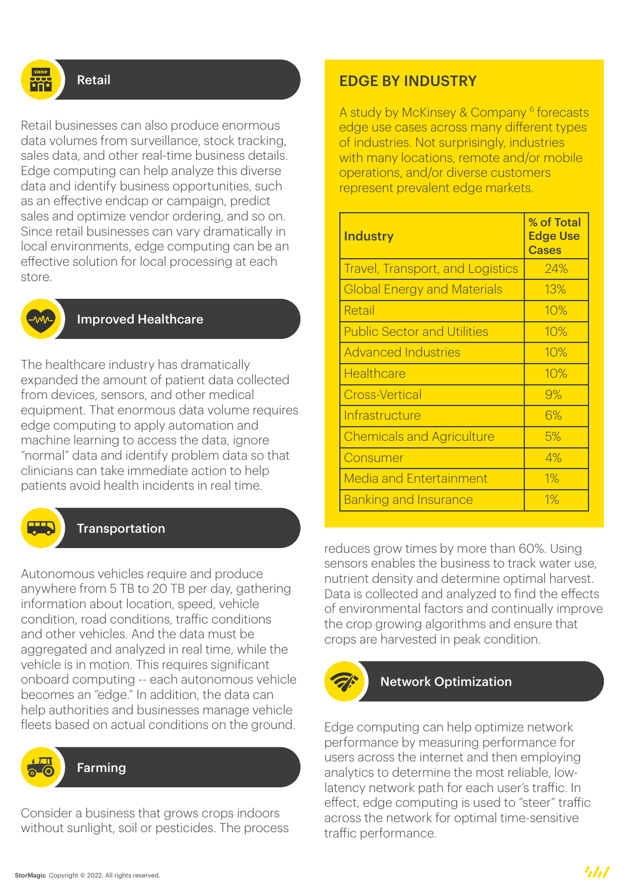## Retail

Retail businesses can also produce enormous data volumes from surveillance, stock tracking, sales data, and other real-time business details. Edge computing can help analyze this diverse data and identify business opportunities, such as an effective endcap or campaign, predict sales and optimize vendor ordering, and so on. Since retail businesses can vary dramatically in local environments, edge computing can be an effective solution for local processing at each store.

## Improved Healthcare

The healthcare industry has dramatically expanded the amount of patient data collected from devices, sensors, and other medical equipment. That enormous data volume requires edge computing to apply automation and machine learning to access the data, ignore "normal" data and identify problem data so that clinicians can take immediate action to help patients avoid health incidents in real time.

## Transportation

Autonomous vehicles require and produce anywhere from 5 TB to 20 TB per day, gathering information about location, speed, vehicle condition, road conditions, traffic conditions and other vehicles. And the data must be aggregated and analyzed in real time, while the vehicle is in motion. This requires significant onboard computing -- each autonomous vehicle becomes an "edge." In addition, the data can help authorities and businesses manage vehicle fleets based on actual conditions on the ground.

## Farming

Consider a business that grows crops indoors without sunlight, soil or pesticides. The process reduces grow times by more than 60%. Using sensors enables the business to track water use, nutrient density and determine optimal harvest. Data is collected and analyzed to find the effects of environmental factors and continually improve the crop growing algorithms and ensure that crops are harvested in peak condition.

## EDGE BY INDUSTRY

A study by McKinsey & Company [6] forecasts edge use cases across many different types of industries. Not surprisingly, industries with many locations, remote and/or mobile operations, and/or diverse customers represent prevalent edge markets.

| Industry | % of Total Edge Use Cases |
|---|---|
| Travel, Transport, and Logistics | 24% |
| Global Energy and Materials | 13% |
| Retail | 10% |
| Public Sector and Utilities | 10% |
| Advanced Industries | 10% |
| Healthcare | 10% |
| Cross-Vertical | 9% |
| Infrastructure | 6% |
| Chemicals and Agriculture | 5% |
| Consumer | 4% |
| Media and Entertainment | 1% |
| Banking and Insurance | 1% |

## Network Optimization

Edge computing can help optimize network performance by measuring performance for users across the internet and then employing analytics to determine the most reliable, low-latency network path for each user's traffic. In effect, edge computing is used to "steer" traffic across the network for optimal time-sensitive traffic performance.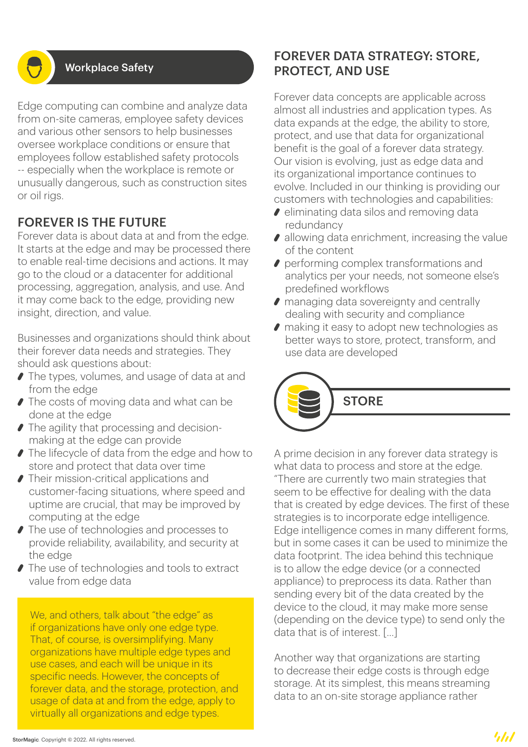### Workplace Safety

Edge computing can combine and analyze data from on-site cameras, employee safety devices and various other sensors to help businesses oversee workplace conditions or ensure that employees follow established safety protocols -- especially when the workplace is remote or unusually dangerous, such as construction sites or oil rigs.

## FOREVER IS THE FUTURE

Forever data is about data at and from the edge. It starts at the edge and may be processed there to enable real-time decisions and actions. It may go to the cloud or a datacenter for additional processing, aggregation, analysis, and use. And it may come back to the edge, providing new insight, direction, and value.

Businesses and organizations should think about their forever data needs and strategies. They should ask questions about:

- The types, volumes, and usage of data at and from the edge
- The costs of moving data and what can be done at the edge
- The agility that processing and decision-making at the edge can provide
- The lifecycle of data from the edge and how to store and protect that data over time
- Their mission-critical applications and customer-facing situations, where speed and uptime are crucial, that may be improved by computing at the edge
- The use of technologies and processes to provide reliability, availability, and security at the edge
- The use of technologies and tools to extract value from edge data

We, and others, talk about "the edge" as if organizations have only one edge type. That, of course, is oversimplifying. Many organizations have multiple edge types and use cases, and each will be unique in its specific needs. However, the concepts of forever data, and the storage, protection, and usage of data at and from the edge, apply to virtually all organizations and edge types.

## FOREVER DATA STRATEGY: STORE, PROTECT, AND USE

Forever data concepts are applicable across almost all industries and application types. As data expands at the edge, the ability to store, protect, and use that data for organizational benefit is the goal of a forever data strategy. Our vision is evolving, just as edge data and its organizational importance continues to evolve. Included in our thinking is providing our customers with technologies and capabilities:

- eliminating data silos and removing data redundancy
- allowing data enrichment, increasing the value of the content
- performing complex transformations and analytics per your needs, not someone else's predefined workflows
- managing data sovereignty and centrally dealing with security and compliance
- making it easy to adopt new technologies as better ways to store, protect, transform, and use data are developed

### STORE

A prime decision in any forever data strategy is what data to process and store at the edge. "There are currently two main strategies that seem to be effective for dealing with the data that is created by edge devices. The first of these strategies is to incorporate edge intelligence. Edge intelligence comes in many different forms, but in some cases it can be used to minimize the data footprint. The idea behind this technique is to allow the edge device (or a connected appliance) to preprocess its data. Rather than sending every bit of the data created by the device to the cloud, it may make more sense (depending on the device type) to send only the data that is of interest. [...]

Another way that organizations are starting to decrease their edge costs is through edge storage. At its simplest, this means streaming data to an on-site storage appliance rather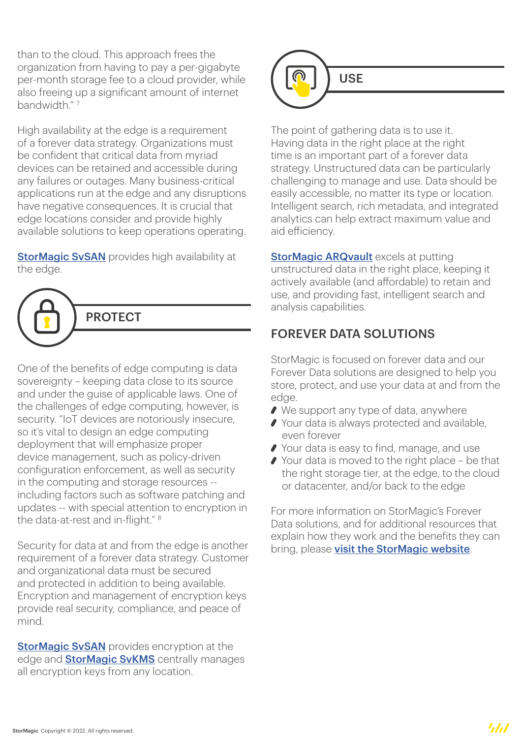than to the cloud. This approach frees the organization from having to pay a per-gigabyte per-month storage fee to a cloud provider, while also freeing up a significant amount of internet bandwidth." [7]

High availability at the edge is a requirement of a forever data strategy. Organizations must be confident that critical data from myriad devices can be retained and accessible during any failures or outages. Many business-critical applications run at the edge and any disruptions have negative consequences. It is crucial that edge locations consider and provide highly available solutions to keep operations operating.

**StorMagic SvSAN** provides high availability at the edge.

## PROTECT

One of the benefits of edge computing is data sovereignty – keeping data close to its source and under the guise of applicable laws. One of the challenges of edge computing, however, is security. "IoT devices are notoriously insecure, so it's vital to design an edge computing deployment that will emphasize proper device management, such as policy-driven configuration enforcement, as well as security in the computing and storage resources -- including factors such as software patching and updates -- with special attention to encryption in the data-at-rest and in-flight." [8]

Security for data at and from the edge is another requirement of a forever data strategy. Customer and organizational data must be secured and protected in addition to being available. Encryption and management of encryption keys provide real security, compliance, and peace of mind.

**StorMagic SvSAN** provides encryption at the edge and **StorMagic SvKMS** centrally manages all encryption keys from any location.

## USE

The point of gathering data is to use it. Having data in the right place at the right time is an important part of a forever data strategy. Unstructured data can be particularly challenging to manage and use. Data should be easily accessible, no matter its type or location. Intelligent search, rich metadata, and integrated analytics can help extract maximum value and aid efficiency.

**StorMagic ARQvault** excels at putting unstructured data in the right place, keeping it actively available (and affordable) to retain and use, and providing fast, intelligent search and analysis capabilities.

## FOREVER DATA SOLUTIONS

StorMagic is focused on forever data and our Forever Data solutions are designed to help you store, protect, and use your data at and from the edge.

- We support any type of data, anywhere
- Your data is always protected and available, even forever
- Your data is easy to find, manage, and use
- Your data is moved to the right place – be that the right storage tier, at the edge, to the cloud or datacenter, and/or back to the edge

For more information on StorMagic's Forever Data solutions, and for additional resources that explain how they work and the benefits they can bring, please **visit the StorMagic website**.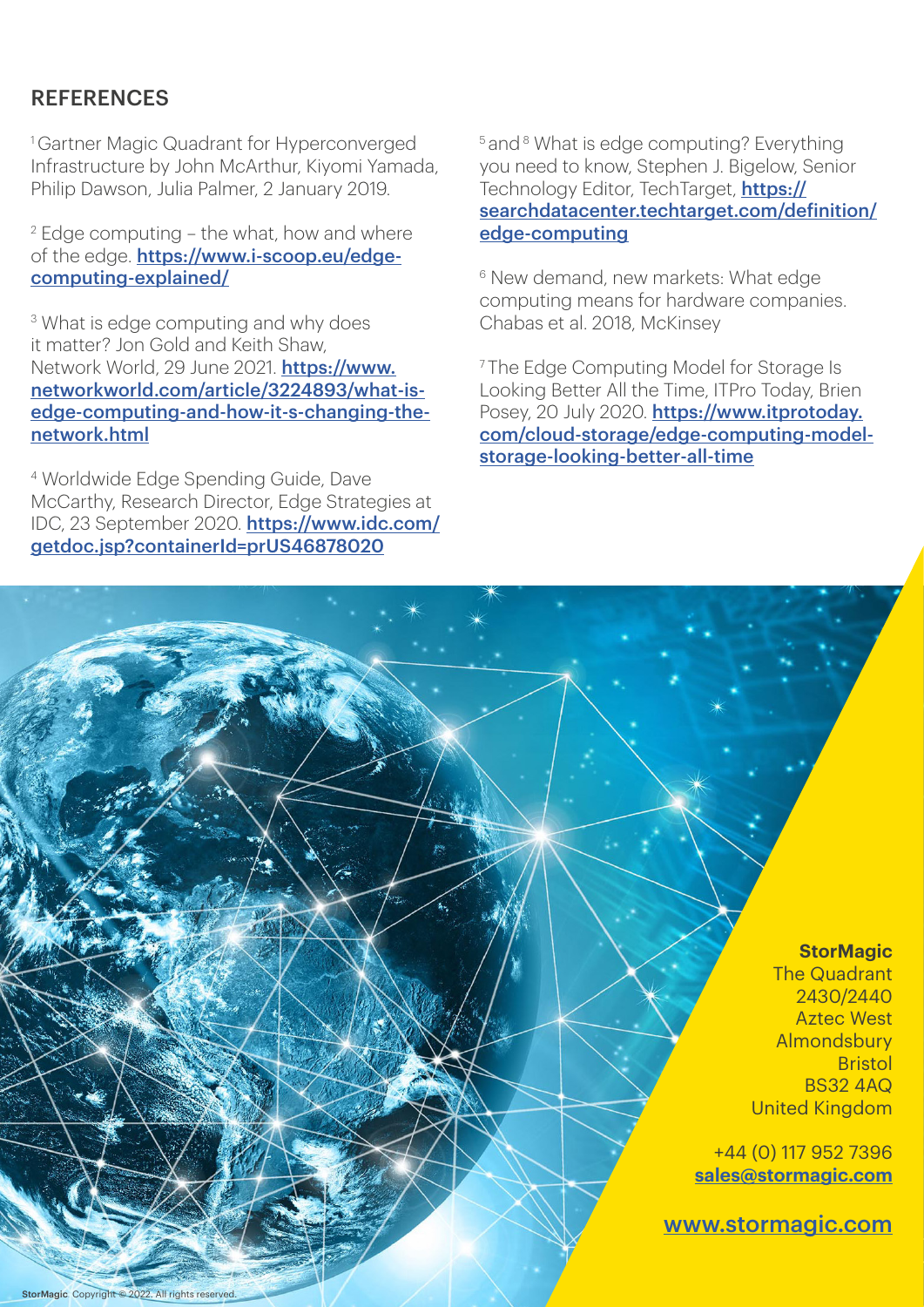## REFERENCES

[1] Gartner Magic Quadrant for Hyperconverged Infrastructure by John McArthur, Kiyomi Yamada, Philip Dawson, Julia Palmer, 2 January 2019.

[2] Edge computing – the what, how and where of the edge. **https://www.i-scoop.eu/edge-computing-explained/**

[3] What is edge computing and why does it matter? Jon Gold and Keith Shaw, Network World, 29 June 2021. **https://www.networkworld.com/article/3224893/what-is-edge-computing-and-how-it-s-changing-the-network.html**

[4] Worldwide Edge Spending Guide, Dave McCarthy, Research Director, Edge Strategies at IDC, 23 September 2020. **https://www.idc.com/getdoc.jsp?containerId=prUS46878020**

[5] and [8] What is edge computing? Everything you need to know, Stephen J. Bigelow, Senior Technology Editor, TechTarget, **https://searchdatacenter.techtarget.com/definition/edge-computing**

[6] New demand, new markets: What edge computing means for hardware companies. Chabas et al. 2018, McKinsey

[7] The Edge Computing Model for Storage Is Looking Better All the Time, ITPro Today, Brien Posey, 20 July 2020. **https://www.itprotoday.com/cloud-storage/edge-computing-model-storage-looking-better-all-time**

**StorMagic**
The Quadrant
2430/2440
Aztec West
Almondsbury
Bristol
BS32 4AQ
United Kingdom

+44 (0) 117 952 7396
**sales@stormagic.com**

www.stormagic.com

**StorMagic** Copyright © 2022. All rights reserved.